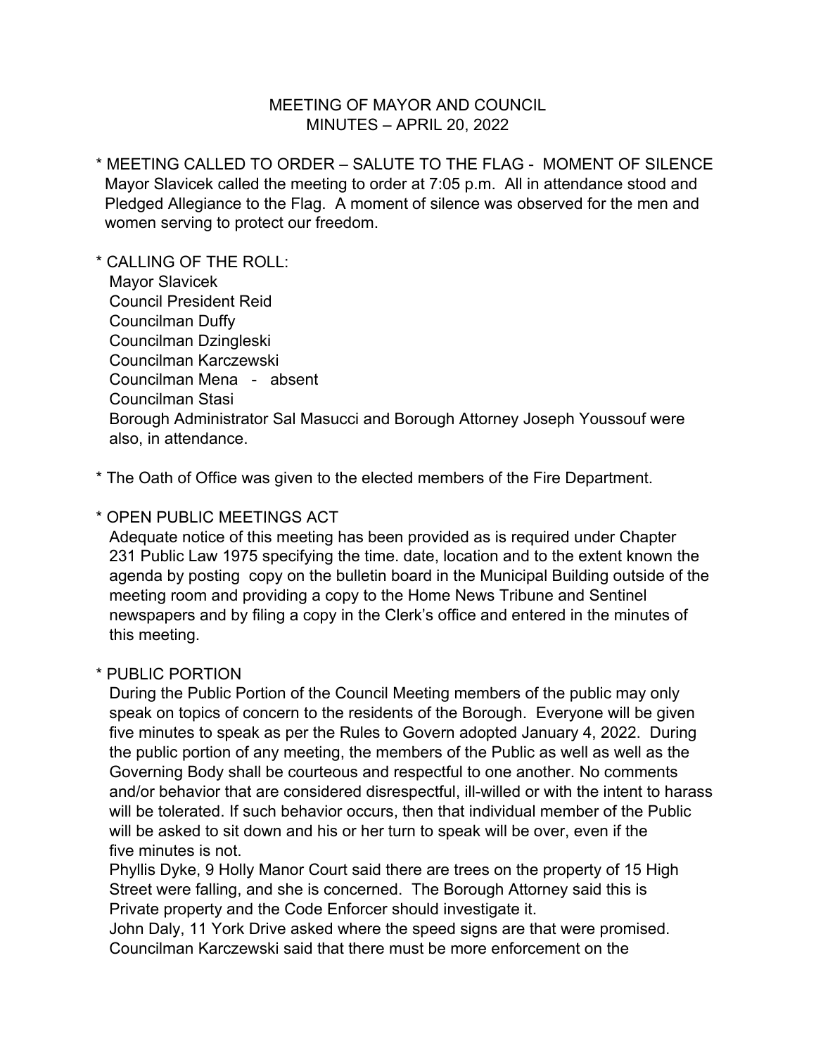# MEETING OF MAYOR AND COUNCIL
## MINUTES – APRIL 20, 2022

* MEETING CALLED TO ORDER – SALUTE TO THE FLAG - MOMENT OF SILENCE
  Mayor Slavicek called the meeting to order at 7:05 p.m. All in attendance stood and Pledged Allegiance to the Flag. A moment of silence was observed for the men and women serving to protect our freedom.

* CALLING OF THE ROLL:
  Mayor Slavicek
  Council President Reid
  Councilman Duffy
  Councilman Dzingleski
  Councilman Karczewski
  Councilman Mena - absent
  Councilman Stasi
  Borough Administrator Sal Masucci and Borough Attorney Joseph Youssouf were also, in attendance.

* The Oath of Office was given to the elected members of the Fire Department.

* OPEN PUBLIC MEETINGS ACT
  Adequate notice of this meeting has been provided as is required under Chapter 231 Public Law 1975 specifying the time. date, location and to the extent known the agenda by posting copy on the bulletin board in the Municipal Building outside of the meeting room and providing a copy to the Home News Tribune and Sentinel newspapers and by filing a copy in the Clerk's office and entered in the minutes of this meeting.

* PUBLIC PORTION
  During the Public Portion of the Council Meeting members of the public may only speak on topics of concern to the residents of the Borough. Everyone will be given five minutes to speak as per the Rules to Govern adopted January 4, 2022. During the public portion of any meeting, the members of the Public as well as well as the Governing Body shall be courteous and respectful to one another. No comments and/or behavior that are considered disrespectful, ill-willed or with the intent to harass will be tolerated. If such behavior occurs, then that individual member of the Public will be asked to sit down and his or her turn to speak will be over, even if the five minutes is not.
  Phyllis Dyke, 9 Holly Manor Court said there are trees on the property of 15 High Street were falling, and she is concerned. The Borough Attorney said this is Private property and the Code Enforcer should investigate it.
  John Daly, 11 York Drive asked where the speed signs are that were promised. Councilman Karczewski said that there must be more enforcement on the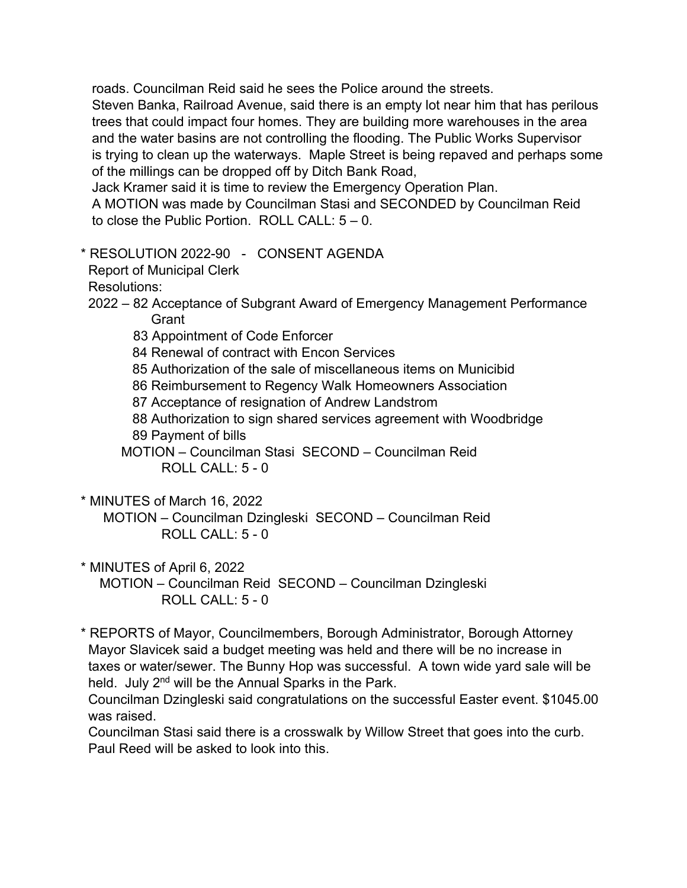roads. Councilman Reid said he sees the Police around the streets.
Steven Banka, Railroad Avenue, said there is an empty lot near him that has perilous trees that could impact four homes. They are building more warehouses in the area and the water basins are not controlling the flooding. The Public Works Supervisor is trying to clean up the waterways. Maple Street is being repaved and perhaps some of the millings can be dropped off by Ditch Bank Road,
Jack Kramer said it is time to review the Emergency Operation Plan.
A MOTION was made by Councilman Stasi and SECONDED by Councilman Reid to close the Public Portion. ROLL CALL: 5 – 0.

* RESOLUTION 2022-90 - CONSENT AGENDA
Report of Municipal Clerk
Resolutions:
2022 – 82 Acceptance of Subgrant Award of Emergency Management Performance Grant
83 Appointment of Code Enforcer
84 Renewal of contract with Encon Services
85 Authorization of the sale of miscellaneous items on Municibid
86 Reimbursement to Regency Walk Homeowners Association
87 Acceptance of resignation of Andrew Landstrom
88 Authorization to sign shared services agreement with Woodbridge
89 Payment of bills
MOTION – Councilman Stasi SECOND – Councilman Reid
ROLL CALL: 5 - 0

* MINUTES of March 16, 2022
MOTION – Councilman Dzingleski SECOND – Councilman Reid
ROLL CALL: 5 - 0

* MINUTES of April 6, 2022
MOTION – Councilman Reid SECOND – Councilman Dzingleski
ROLL CALL: 5 - 0

* REPORTS of Mayor, Councilmembers, Borough Administrator, Borough Attorney
Mayor Slavicek said a budget meeting was held and there will be no increase in taxes or water/sewer. The Bunny Hop was successful. A town wide yard sale will be held. July 2nd will be the Annual Sparks in the Park.
Councilman Dzingleski said congratulations on the successful Easter event. $1045.00 was raised.
Councilman Stasi said there is a crosswalk by Willow Street that goes into the curb. Paul Reed will be asked to look into this.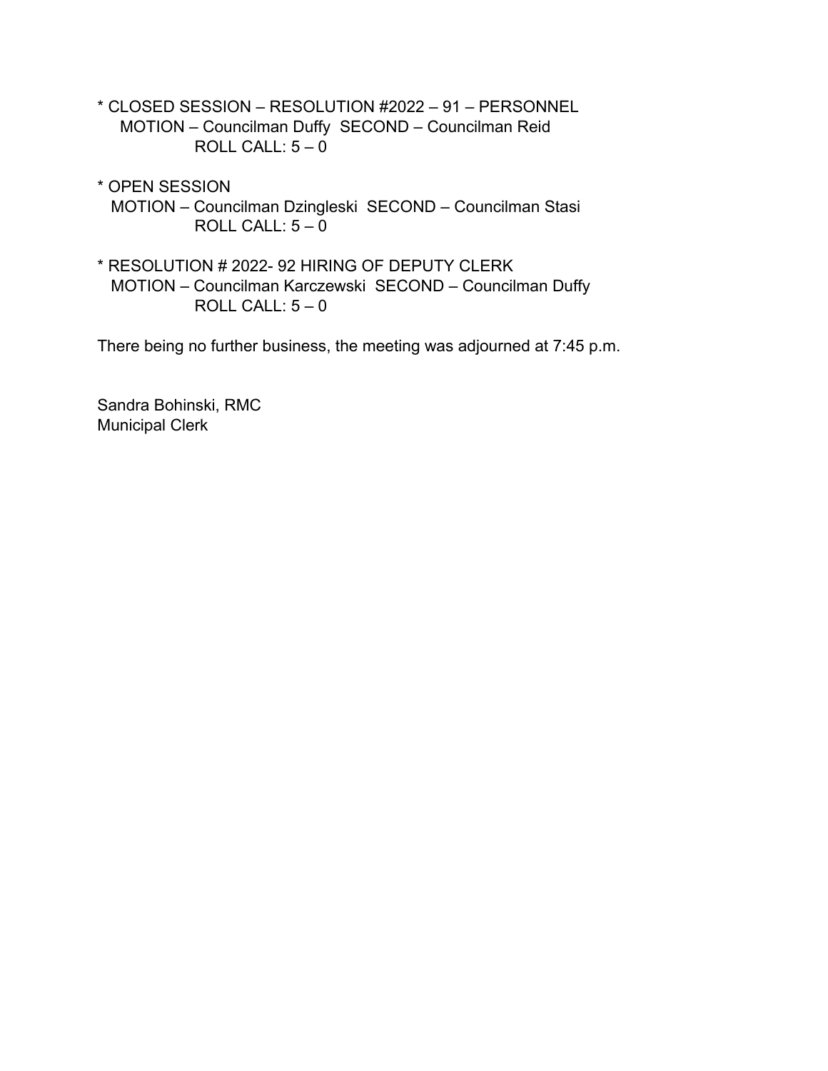* CLOSED SESSION – RESOLUTION #2022 – 91 – PERSONNEL
  MOTION – Councilman Duffy  SECOND – Councilman Reid
  ROLL CALL: 5 – 0

* OPEN SESSION
  MOTION – Councilman Dzingleski  SECOND – Councilman Stasi
  ROLL CALL: 5 – 0

* RESOLUTION # 2022- 92 HIRING OF DEPUTY CLERK
  MOTION – Councilman Karczewski  SECOND – Councilman Duffy
  ROLL CALL: 5 – 0

There being no further business, the meeting was adjourned at 7:45 p.m.

Sandra Bohinski, RMC
Municipal Clerk